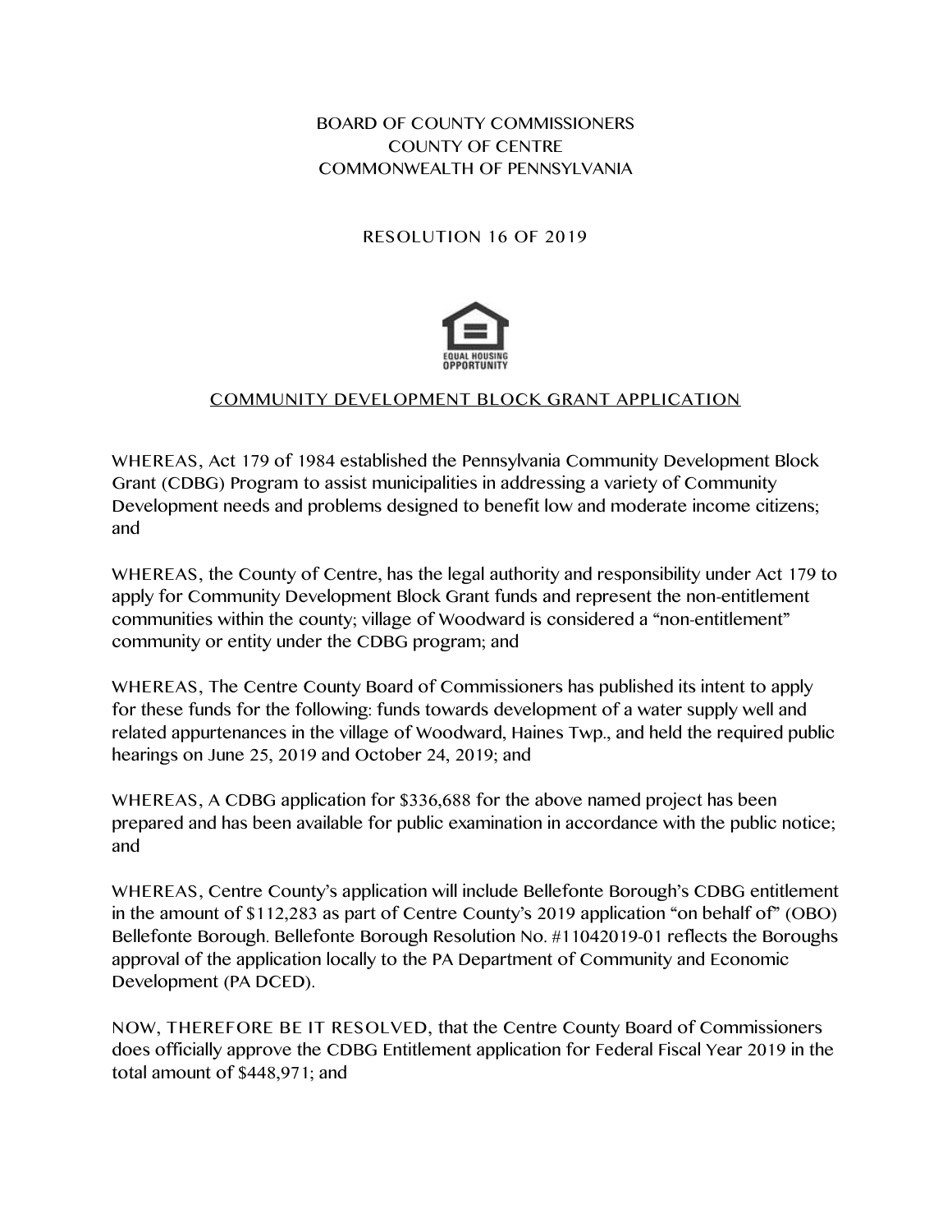BOARD OF COUNTY COMMISSIONERS
COUNTY OF CENTRE
COMMONWEALTH OF PENNSYLVANIA

RESOLUTION 16 OF 2019

EQUAL HOUSING OPPORTUNITY

## COMMUNITY DEVELOPMENT BLOCK GRANT APPLICATION

WHEREAS, Act 179 of 1984 established the Pennsylvania Community Development Block Grant (CDBG) Program to assist municipalities in addressing a variety of Community Development needs and problems designed to benefit low and moderate income citizens; and

WHEREAS, the County of Centre, has the legal authority and responsibility under Act 179 to apply for Community Development Block Grant funds and represent the non-entitlement communities within the county; village of Woodward is considered a "non-entitlement" community or entity under the CDBG program; and

WHEREAS, The Centre County Board of Commissioners has published its intent to apply for these funds for the following: funds towards development of a water supply well and related appurtenances in the village of Woodward, Haines Twp., and held the required public hearings on June 25, 2019 and October 24, 2019; and

WHEREAS, A CDBG application for $336,688 for the above named project has been prepared and has been available for public examination in accordance with the public notice; and

WHEREAS, Centre County's application will include Bellefonte Borough's CDBG entitlement in the amount of $112,283 as part of Centre County's 2019 application "on behalf of" (OBO) Bellefonte Borough. Bellefonte Borough Resolution No. #11042019-01 reflects the Boroughs approval of the application locally to the PA Department of Community and Economic Development (PA DCED).

NOW, THEREFORE BE IT RESOLVED, that the Centre County Board of Commissioners does officially approve the CDBG Entitlement application for Federal Fiscal Year 2019 in the total amount of $448,971; and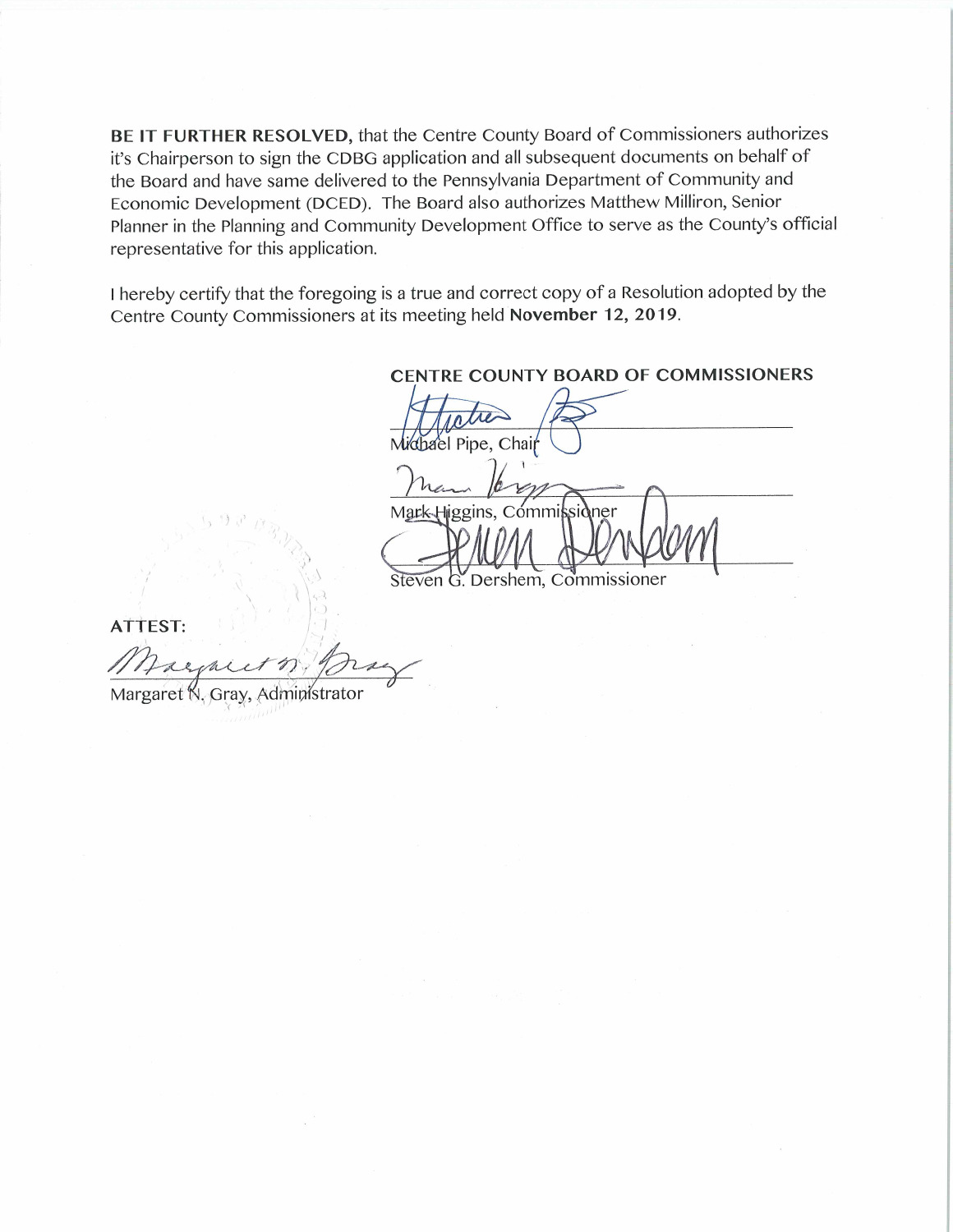**BE IT FURTHER RESOLVED,** that the Centre County Board of Commissioners authorizes it's Chairperson to sign the CDBG application and all subsequent documents on behalf of the Board and have same delivered to the Pennsylvania Department of Community and Economic Development (DCED). The Board also authorizes Matthew Milliron, Senior Planner in the Planning and Community Development Office to serve as the County's official representative for this application.

I hereby certify that the foregoing is a true and correct copy of a Resolution adopted by the Centre County Commissioners at its meeting held **November 12, 2019**.

**CENTRE COUNTY BOARD OF COMMISSIONERS**

Michael Pipe, Chair

Mark Higgins, Commissioner

Steven G. Dershem, Commissioner

**ATTEST:**

Margaret N. Gray, Administrator